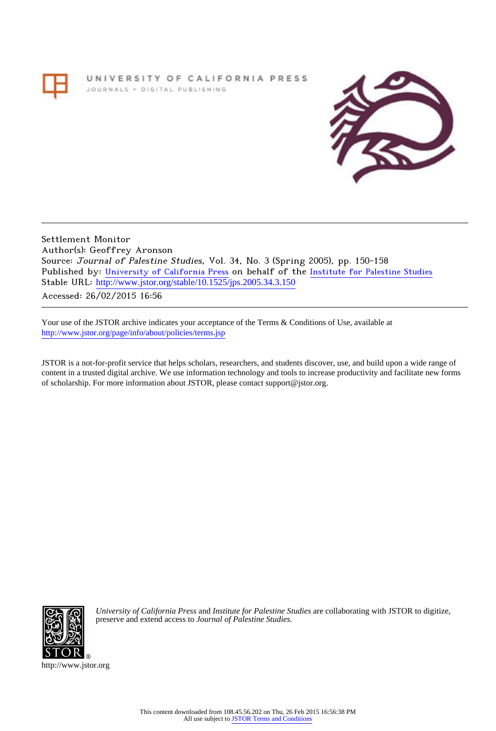UNIVERSITY OF CALIFORNIA PRESS
JOURNALS + DIGITAL PUBLISHING

Settlement Monitor
Author(s): Geoffrey Aronson
Source: *Journal of Palestine Studies*, Vol. 34, No. 3 (Spring 2005), pp. 150-158
Published by: University of California Press on behalf of the Institute for Palestine Studies
Stable URL: http://www.jstor.org/stable/10.1525/jps.2005.34.3.150
Accessed: 26/02/2015 16:56

Your use of the JSTOR archive indicates your acceptance of the Terms & Conditions of Use, available at
http://www.jstor.org/page/info/about/policies/terms.jsp

JSTOR is a not-for-profit service that helps scholars, researchers, and students discover, use, and build upon a wide range of content in a trusted digital archive. We use information technology and tools to increase productivity and facilitate new forms of scholarship. For more information about JSTOR, please contact support@jstor.org.

*University of California Press* and *Institute for Palestine Studies* are collaborating with JSTOR to digitize, preserve and extend access to *Journal of Palestine Studies.*

http://www.jstor.org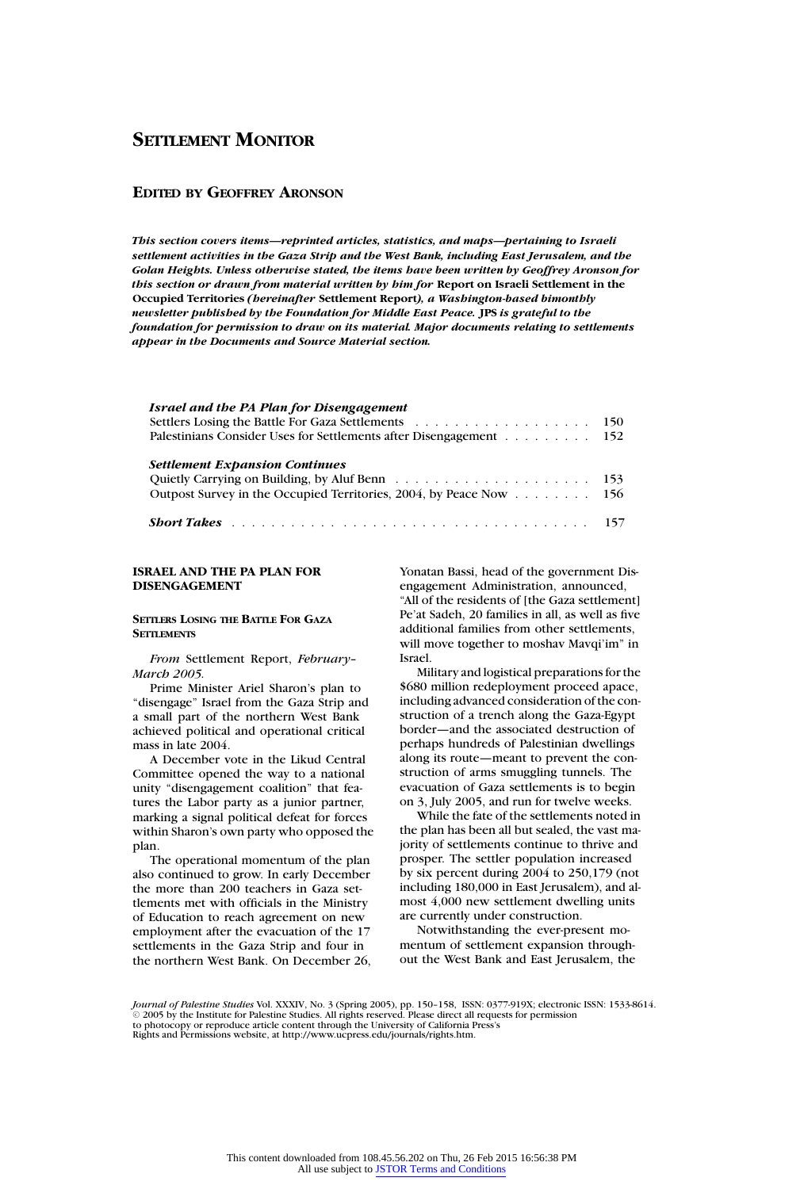# SETTLEMENT MONITOR

## EDITED BY GEOFFREY ARONSON

***This section covers items—reprinted articles, statistics, and maps—pertaining to Israeli settlement activities in the Gaza Strip and the West Bank, including East Jerusalem, and the Golan Heights. Unless otherwise stated, the items have been written by Geoffrey Aronson for this section or drawn from material written by him for* Report on Israeli Settlement in the Occupied Territories *(hereinafter* Settlement Report*), a Washington-based bimonthly newsletter published by the Foundation for Middle East Peace.* JPS *is grateful to the foundation for permission to draw on its material. Major documents relating to settlements appear in the Documents and Source Material section.***

***Israel and the PA Plan for Disengagement***

Settlers Losing the Battle For Gaza Settlements . . . 150
Palestinians Consider Uses for Settlements after Disengagement . . . 152

***Settlement Expansion Continues***

Quietly Carrying on Building, by Aluf Benn . . . 153
Outpost Survey in the Occupied Territories, 2004, by Peace Now . . . 156

***Short Takes*** . . . 157

### ISRAEL AND THE PA PLAN FOR DISENGAGEMENT

#### SETTLERS LOSING THE BATTLE FOR GAZA SETTLEMENTS

*From* Settlement Report, *February–March 2005.*

Prime Minister Ariel Sharon's plan to "disengage" Israel from the Gaza Strip and a small part of the northern West Bank achieved political and operational critical mass in late 2004.

A December vote in the Likud Central Committee opened the way to a national unity "disengagement coalition" that features the Labor party as a junior partner, marking a signal political defeat for forces within Sharon's own party who opposed the plan.

The operational momentum of the plan also continued to grow. In early December the more than 200 teachers in Gaza settlements met with officials in the Ministry of Education to reach agreement on new employment after the evacuation of the 17 settlements in the Gaza Strip and four in the northern West Bank. On December 26, Yonatan Bassi, head of the government Disengagement Administration, announced, "All of the residents of [the Gaza settlement] Pe'at Sadeh, 20 families in all, as well as five additional families from other settlements, will move together to moshav Mavqi'im" in Israel.

Military and logistical preparations for the $680 million redeployment proceed apace, including advanced consideration of the construction of a trench along the Gaza-Egypt border—and the associated destruction of perhaps hundreds of Palestinian dwellings along its route—meant to prevent the construction of arms smuggling tunnels. The evacuation of Gaza settlements is to begin on 3, July 2005, and run for twelve weeks.

While the fate of the settlements noted in the plan has been all but sealed, the vast majority of settlements continue to thrive and prosper. The settler population increased by six percent during 2004 to 250,179 (not including 180,000 in East Jerusalem), and almost 4,000 new settlement dwelling units are currently under construction.

Notwithstanding the ever-present momentum of settlement expansion throughout the West Bank and East Jerusalem, the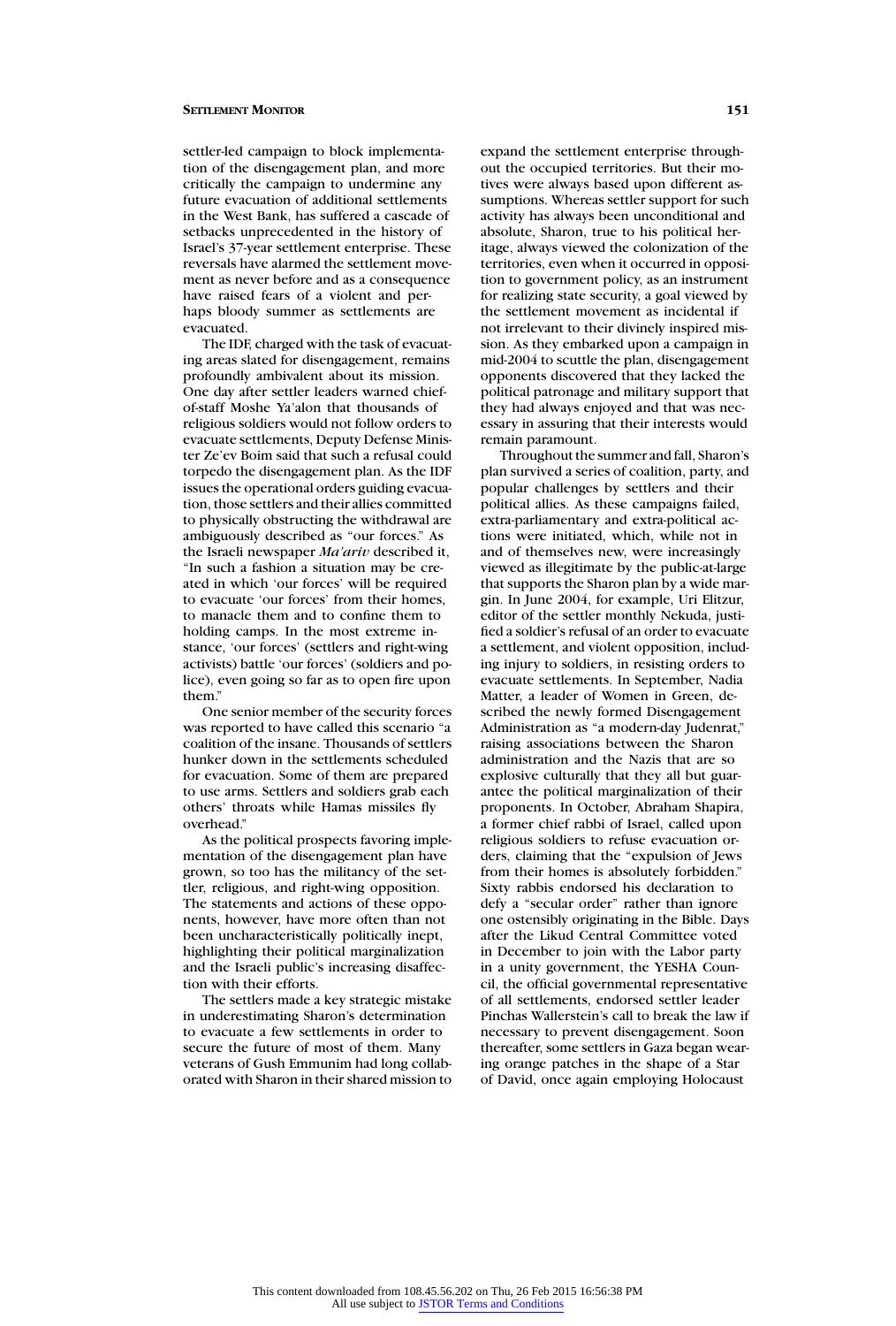settler-led campaign to block implementation of the disengagement plan, and more critically the campaign to undermine any future evacuation of additional settlements in the West Bank, has suffered a cascade of setbacks unprecedented in the history of Israel's 37-year settlement enterprise. These reversals have alarmed the settlement movement as never before and as a consequence have raised fears of a violent and perhaps bloody summer as settlements are evacuated.

The IDF, charged with the task of evacuating areas slated for disengagement, remains profoundly ambivalent about its mission. One day after settler leaders warned chief-of-staff Moshe Ya'alon that thousands of religious soldiers would not follow orders to evacuate settlements, Deputy Defense Minister Ze'ev Boim said that such a refusal could torpedo the disengagement plan. As the IDF issues the operational orders guiding evacuation, those settlers and their allies committed to physically obstructing the withdrawal are ambiguously described as "our forces." As the Israeli newspaper *Ma'ariv* described it, "In such a fashion a situation may be created in which 'our forces' will be required to evacuate 'our forces' from their homes, to manacle them and to confine them to holding camps. In the most extreme instance, 'our forces' (settlers and right-wing activists) battle 'our forces' (soldiers and police), even going so far as to open fire upon them."

One senior member of the security forces was reported to have called this scenario "a coalition of the insane. Thousands of settlers hunker down in the settlements scheduled for evacuation. Some of them are prepared to use arms. Settlers and soldiers grab each others' throats while Hamas missiles fly overhead."

As the political prospects favoring implementation of the disengagement plan have grown, so too has the militancy of the settler, religious, and right-wing opposition. The statements and actions of these opponents, however, have more often than not been uncharacteristically politically inept, highlighting their political marginalization and the Israeli public's increasing disaffection with their efforts.

The settlers made a key strategic mistake in underestimating Sharon's determination to evacuate a few settlements in order to secure the future of most of them. Many veterans of Gush Emmunim had long collaborated with Sharon in their shared mission to expand the settlement enterprise throughout the occupied territories. But their motives were always based upon different assumptions. Whereas settler support for such activity has always been unconditional and absolute, Sharon, true to his political heritage, always viewed the colonization of the territories, even when it occurred in opposition to government policy, as an instrument for realizing state security, a goal viewed by the settlement movement as incidental if not irrelevant to their divinely inspired mission. As they embarked upon a campaign in mid-2004 to scuttle the plan, disengagement opponents discovered that they lacked the political patronage and military support that they had always enjoyed and that was necessary in assuring that their interests would remain paramount.

Throughout the summer and fall, Sharon's plan survived a series of coalition, party, and popular challenges by settlers and their political allies. As these campaigns failed, extra-parliamentary and extra-political actions were initiated, which, while not in and of themselves new, were increasingly viewed as illegitimate by the public-at-large that supports the Sharon plan by a wide margin. In June 2004, for example, Uri Elitzur, editor of the settler monthly Nekuda, justified a soldier's refusal of an order to evacuate a settlement, and violent opposition, including injury to soldiers, in resisting orders to evacuate settlements. In September, Nadia Matter, a leader of Women in Green, described the newly formed Disengagement Administration as "a modern-day Judenrat," raising associations between the Sharon administration and the Nazis that are so explosive culturally that they all but guarantee the political marginalization of their proponents. In October, Abraham Shapira, a former chief rabbi of Israel, called upon religious soldiers to refuse evacuation orders, claiming that the "expulsion of Jews from their homes is absolutely forbidden." Sixty rabbis endorsed his declaration to defy a "secular order" rather than ignore one ostensibly originating in the Bible. Days after the Likud Central Committee voted in December to join with the Labor party in a unity government, the YESHA Council, the official governmental representative of all settlements, endorsed settler leader Pinchas Wallerstein's call to break the law if necessary to prevent disengagement. Soon thereafter, some settlers in Gaza began wearing orange patches in the shape of a Star of David, once again employing Holocaust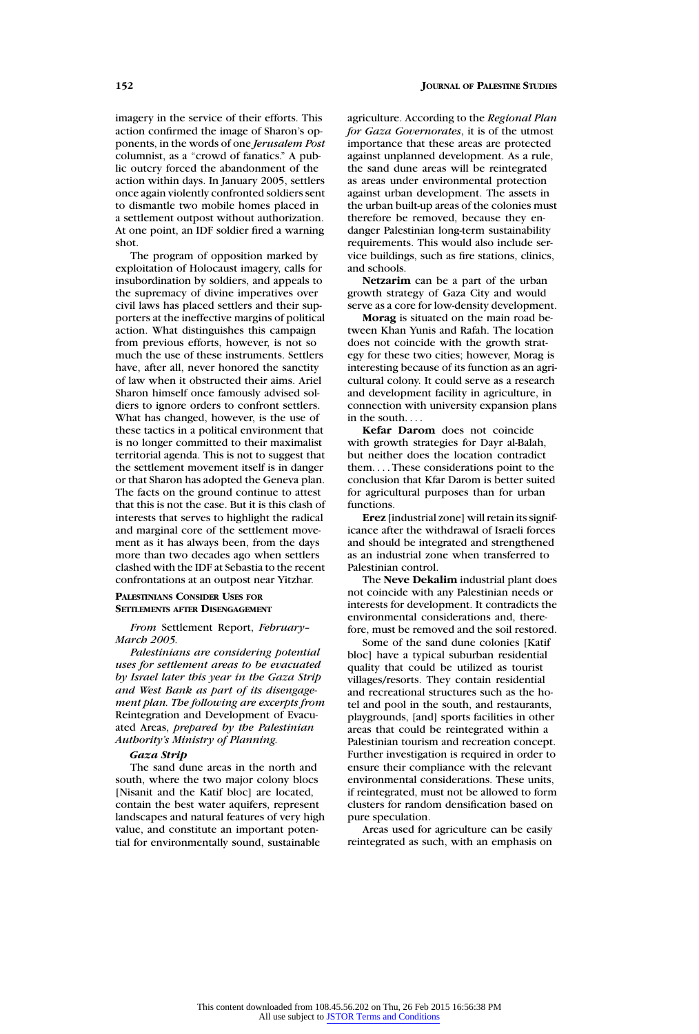imagery in the service of their efforts. This action confirmed the image of Sharon's opponents, in the words of one *Jerusalem Post* columnist, as a "crowd of fanatics." A public outcry forced the abandonment of the action within days. In January 2005, settlers once again violently confronted soldiers sent to dismantle two mobile homes placed in a settlement outpost without authorization. At one point, an IDF soldier fired a warning shot.

The program of opposition marked by exploitation of Holocaust imagery, calls for insubordination by soldiers, and appeals to the supremacy of divine imperatives over civil laws has placed settlers and their supporters at the ineffective margins of political action. What distinguishes this campaign from previous efforts, however, is not so much the use of these instruments. Settlers have, after all, never honored the sanctity of law when it obstructed their aims. Ariel Sharon himself once famously advised soldiers to ignore orders to confront settlers. What has changed, however, is the use of these tactics in a political environment that is no longer committed to their maximalist territorial agenda. This is not to suggest that the settlement movement itself is in danger or that Sharon has adopted the Geneva plan. The facts on the ground continue to attest that this is not the case. But it is this clash of interests that serves to highlight the radical and marginal core of the settlement movement as it has always been, from the days more than two decades ago when settlers clashed with the IDF at Sebastia to the recent confrontations at an outpost near Yitzhar.

## Palestinians Consider Uses for Settlements after Disengagement

*From* Settlement Report, *February–March 2005.*

*Palestinians are considering potential uses for settlement areas to be evacuated by Israel later this year in the Gaza Strip and West Bank as part of its disengagement plan. The following are excerpts from* Reintegration and Development of Evacuated Areas, *prepared by the Palestinian Authority's Ministry of Planning.*

### *Gaza Strip*

The sand dune areas in the north and south, where the two major colony blocs [Nisanit and the Katif bloc] are located, contain the best water aquifers, represent landscapes and natural features of very high value, and constitute an important potential for environmentally sound, sustainable agriculture. According to the *Regional Plan for Gaza Governorates*, it is of the utmost importance that these areas are protected against unplanned development. As a rule, the sand dune areas will be reintegrated as areas under environmental protection against urban development. The assets in the urban built-up areas of the colonies must therefore be removed, because they endanger Palestinian long-term sustainability requirements. This would also include service buildings, such as fire stations, clinics, and schools.

**Netzarim** can be a part of the urban growth strategy of Gaza City and would serve as a core for low-density development.

**Morag** is situated on the main road between Khan Yunis and Rafah. The location does not coincide with the growth strategy for these two cities; however, Morag is interesting because of its function as an agricultural colony. It could serve as a research and development facility in agriculture, in connection with university expansion plans in the south. . . .

**Kefar Darom** does not coincide with growth strategies for Dayr al-Balah, but neither does the location contradict them. . . . These considerations point to the conclusion that Kfar Darom is better suited for agricultural purposes than for urban functions.

**Erez** [industrial zone] will retain its significance after the withdrawal of Israeli forces and should be integrated and strengthened as an industrial zone when transferred to Palestinian control.

The **Neve Dekalim** industrial plant does not coincide with any Palestinian needs or interests for development. It contradicts the environmental considerations and, therefore, must be removed and the soil restored.

Some of the sand dune colonies [Katif bloc] have a typical suburban residential quality that could be utilized as tourist villages/resorts. They contain residential and recreational structures such as the hotel and pool in the south, and restaurants, playgrounds, [and] sports facilities in other areas that could be reintegrated within a Palestinian tourism and recreation concept. Further investigation is required in order to ensure their compliance with the relevant environmental considerations. These units, if reintegrated, must not be allowed to form clusters for random densification based on pure speculation.

Areas used for agriculture can be easily reintegrated as such, with an emphasis on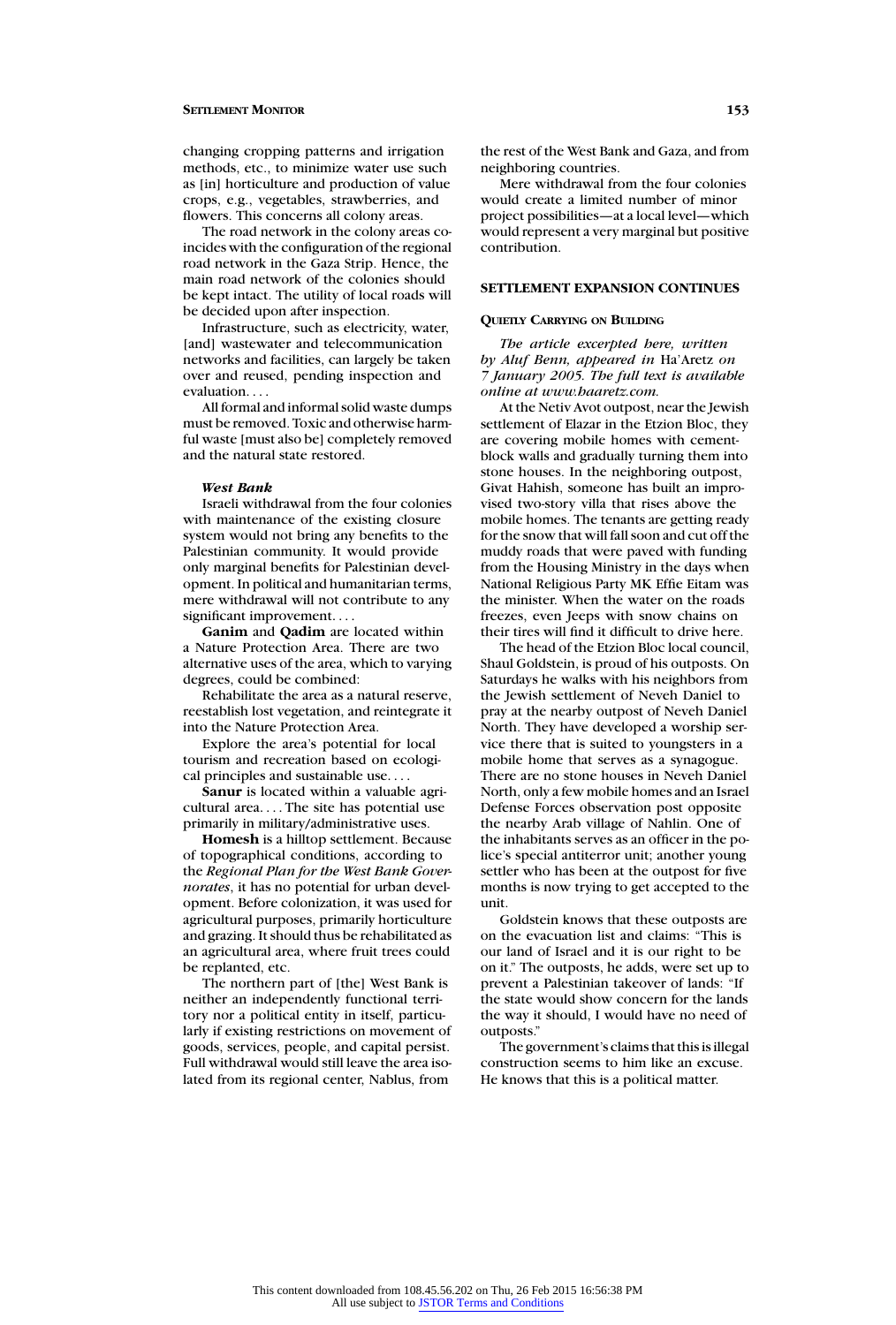changing cropping patterns and irrigation methods, etc., to minimize water use such as [in] horticulture and production of value crops, e.g., vegetables, strawberries, and flowers. This concerns all colony areas.

The road network in the colony areas coincides with the configuration of the regional road network in the Gaza Strip. Hence, the main road network of the colonies should be kept intact. The utility of local roads will be decided upon after inspection.

Infrastructure, such as electricity, water, [and] wastewater and telecommunication networks and facilities, can largely be taken over and reused, pending inspection and evaluation. . . .

All formal and informal solid waste dumps must be removed. Toxic and otherwise harmful waste [must also be] completely removed and the natural state restored.

#### *West Bank*

Israeli withdrawal from the four colonies with maintenance of the existing closure system would not bring any benefits to the Palestinian community. It would provide only marginal benefits for Palestinian development. In political and humanitarian terms, mere withdrawal will not contribute to any significant improvement. . . .

**Ganim** and **Qadim** are located within a Nature Protection Area. There are two alternative uses of the area, which to varying degrees, could be combined:

Rehabilitate the area as a natural reserve, reestablish lost vegetation, and reintegrate it into the Nature Protection Area.

Explore the area's potential for local tourism and recreation based on ecological principles and sustainable use. . . .

**Sanur** is located within a valuable agricultural area. . . . The site has potential use primarily in military/administrative uses.

**Homesh** is a hilltop settlement. Because of topographical conditions, according to the *Regional Plan for the West Bank Governorates*, it has no potential for urban development. Before colonization, it was used for agricultural purposes, primarily horticulture and grazing. It should thus be rehabilitated as an agricultural area, where fruit trees could be replanted, etc.

The northern part of [the] West Bank is neither an independently functional territory nor a political entity in itself, particularly if existing restrictions on movement of goods, services, people, and capital persist. Full withdrawal would still leave the area isolated from its regional center, Nablus, from the rest of the West Bank and Gaza, and from neighboring countries.

Mere withdrawal from the four colonies would create a limited number of minor project possibilities—at a local level—which would represent a very marginal but positive contribution.

## SETTLEMENT EXPANSION CONTINUES

### QUIETLY CARRYING ON BUILDING

*The article excerpted here, written by Aluf Benn, appeared in* Ha'Aretz *on 7 January 2005. The full text is available online at www.haaretz.com.*

At the Netiv Avot outpost, near the Jewish settlement of Elazar in the Etzion Bloc, they are covering mobile homes with cement-block walls and gradually turning them into stone houses. In the neighboring outpost, Givat Hahish, someone has built an improvised two-story villa that rises above the mobile homes. The tenants are getting ready for the snow that will fall soon and cut off the muddy roads that were paved with funding from the Housing Ministry in the days when National Religious Party MK Effie Eitam was the minister. When the water on the roads freezes, even Jeeps with snow chains on their tires will find it difficult to drive here.

The head of the Etzion Bloc local council, Shaul Goldstein, is proud of his outposts. On Saturdays he walks with his neighbors from the Jewish settlement of Neveh Daniel to pray at the nearby outpost of Neveh Daniel North. They have developed a worship service there that is suited to youngsters in a mobile home that serves as a synagogue. There are no stone houses in Neveh Daniel North, only a few mobile homes and an Israel Defense Forces observation post opposite the nearby Arab village of Nahlin. One of the inhabitants serves as an officer in the police's special antiterror unit; another young settler who has been at the outpost for five months is now trying to get accepted to the unit.

Goldstein knows that these outposts are on the evacuation list and claims: "This is our land of Israel and it is our right to be on it." The outposts, he adds, were set up to prevent a Palestinian takeover of lands: "If the state would show concern for the lands the way it should, I would have no need of outposts."

The government's claims that this is illegal construction seems to him like an excuse. He knows that this is a political matter.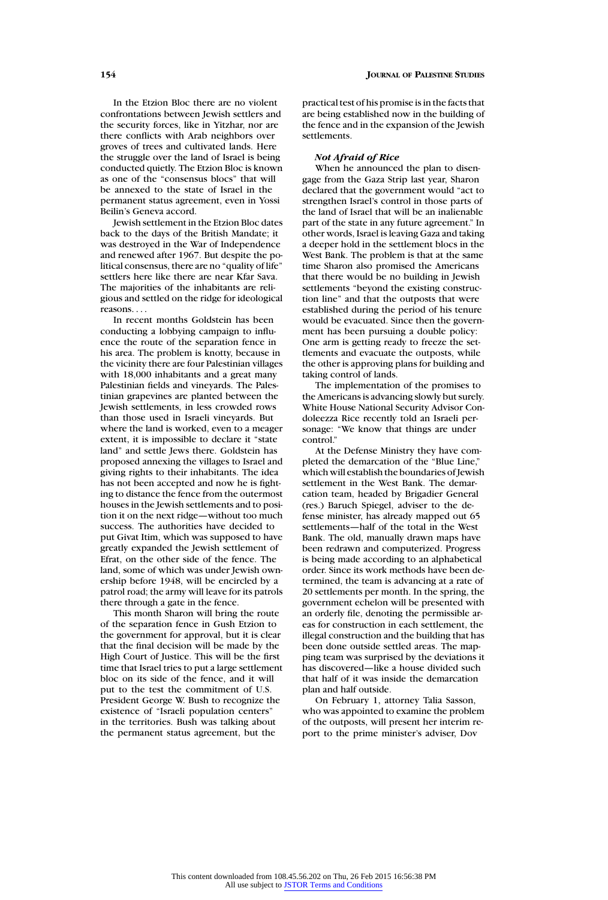In the Etzion Bloc there are no violent confrontations between Jewish settlers and the security forces, like in Yitzhar, nor are there conflicts with Arab neighbors over groves of trees and cultivated lands. Here the struggle over the land of Israel is being conducted quietly. The Etzion Bloc is known as one of the "consensus blocs" that will be annexed to the state of Israel in the permanent status agreement, even in Yossi Beilin's Geneva accord.

Jewish settlement in the Etzion Bloc dates back to the days of the British Mandate; it was destroyed in the War of Independence and renewed after 1967. But despite the political consensus, there are no "quality of life" settlers here like there are near Kfar Sava. The majorities of the inhabitants are religious and settled on the ridge for ideological reasons. . . .

In recent months Goldstein has been conducting a lobbying campaign to influence the route of the separation fence in his area. The problem is knotty, because in the vicinity there are four Palestinian villages with 18,000 inhabitants and a great many Palestinian fields and vineyards. The Palestinian grapevines are planted between the Jewish settlements, in less crowded rows than those used in Israeli vineyards. But where the land is worked, even to a meager extent, it is impossible to declare it "state land" and settle Jews there. Goldstein has proposed annexing the villages to Israel and giving rights to their inhabitants. The idea has not been accepted and now he is fighting to distance the fence from the outermost houses in the Jewish settlements and to position it on the next ridge—without too much success. The authorities have decided to put Givat Itim, which was supposed to have greatly expanded the Jewish settlement of Efrat, on the other side of the fence. The land, some of which was under Jewish ownership before 1948, will be encircled by a patrol road; the army will leave for its patrols there through a gate in the fence.

This month Sharon will bring the route of the separation fence in Gush Etzion to the government for approval, but it is clear that the final decision will be made by the High Court of Justice. This will be the first time that Israel tries to put a large settlement bloc on its side of the fence, and it will put to the test the commitment of U.S. President George W. Bush to recognize the existence of "Israeli population centers" in the territories. Bush was talking about the permanent status agreement, but the practical test of his promise is in the facts that are being established now in the building of the fence and in the expansion of the Jewish settlements.

***Not Afraid of Rice***

When he announced the plan to disengage from the Gaza Strip last year, Sharon declared that the government would "act to strengthen Israel's control in those parts of the land of Israel that will be an inalienable part of the state in any future agreement." In other words, Israel is leaving Gaza and taking a deeper hold in the settlement blocs in the West Bank. The problem is that at the same time Sharon also promised the Americans that there would be no building in Jewish settlements "beyond the existing construction line" and that the outposts that were established during the period of his tenure would be evacuated. Since then the government has been pursuing a double policy: One arm is getting ready to freeze the settlements and evacuate the outposts, while the other is approving plans for building and taking control of lands.

The implementation of the promises to the Americans is advancing slowly but surely. White House National Security Advisor Condoleezza Rice recently told an Israeli personage: "We know that things are under control."

At the Defense Ministry they have completed the demarcation of the "Blue Line," which will establish the boundaries of Jewish settlement in the West Bank. The demarcation team, headed by Brigadier General (res.) Baruch Spiegel, adviser to the defense minister, has already mapped out 65 settlements—half of the total in the West Bank. The old, manually drawn maps have been redrawn and computerized. Progress is being made according to an alphabetical order. Since its work methods have been determined, the team is advancing at a rate of 20 settlements per month. In the spring, the government echelon will be presented with an orderly file, denoting the permissible areas for construction in each settlement, the illegal construction and the building that has been done outside settled areas. The mapping team was surprised by the deviations it has discovered—like a house divided such that half of it was inside the demarcation plan and half outside.

On February 1, attorney Talia Sasson, who was appointed to examine the problem of the outposts, will present her interim report to the prime minister's adviser, Dov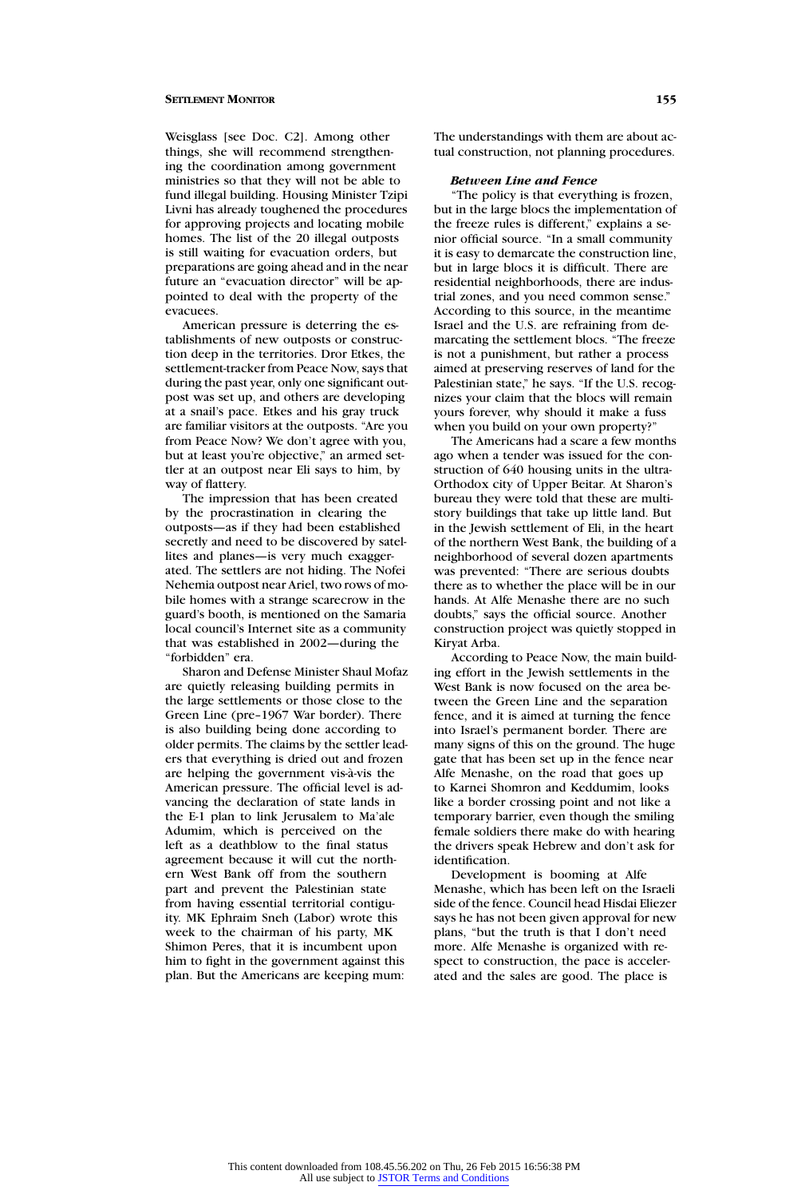Weisglass [see Doc. C2]. Among other things, she will recommend strengthening the coordination among government ministries so that they will not be able to fund illegal building. Housing Minister Tzipi Livni has already toughened the procedures for approving projects and locating mobile homes. The list of the 20 illegal outposts is still waiting for evacuation orders, but preparations are going ahead and in the near future an "evacuation director" will be appointed to deal with the property of the evacuees.

American pressure is deterring the establishments of new outposts or construction deep in the territories. Dror Etkes, the settlement-tracker from Peace Now, says that during the past year, only one significant outpost was set up, and others are developing at a snail's pace. Etkes and his gray truck are familiar visitors at the outposts. "Are you from Peace Now? We don't agree with you, but at least you're objective," an armed settler at an outpost near Eli says to him, by way of flattery.

The impression that has been created by the procrastination in clearing the outposts—as if they had been established secretly and need to be discovered by satellites and planes—is very much exaggerated. The settlers are not hiding. The Nofei Nehemia outpost near Ariel, two rows of mobile homes with a strange scarecrow in the guard's booth, is mentioned on the Samaria local council's Internet site as a community that was established in 2002—during the "forbidden" era.

Sharon and Defense Minister Shaul Mofaz are quietly releasing building permits in the large settlements or those close to the Green Line (pre–1967 War border). There is also building being done according to older permits. The claims by the settler leaders that everything is dried out and frozen are helping the government vis-à-vis the American pressure. The official level is advancing the declaration of state lands in the E-1 plan to link Jerusalem to Ma'ale Adumim, which is perceived on the left as a deathblow to the final status agreement because it will cut the northern West Bank off from the southern part and prevent the Palestinian state from having essential territorial contiguity. MK Ephraim Sneh (Labor) wrote this week to the chairman of his party, MK Shimon Peres, that it is incumbent upon him to fight in the government against this plan. But the Americans are keeping mum: The understandings with them are about actual construction, not planning procedures.

***Between Line and Fence***

"The policy is that everything is frozen, but in the large blocs the implementation of the freeze rules is different," explains a senior official source. "In a small community it is easy to demarcate the construction line, but in large blocs it is difficult. There are residential neighborhoods, there are industrial zones, and you need common sense." According to this source, in the meantime Israel and the U.S. are refraining from demarcating the settlement blocs. "The freeze is not a punishment, but rather a process aimed at preserving reserves of land for the Palestinian state," he says. "If the U.S. recognizes your claim that the blocs will remain yours forever, why should it make a fuss when you build on your own property?"

The Americans had a scare a few months ago when a tender was issued for the construction of 640 housing units in the ultra-Orthodox city of Upper Beitar. At Sharon's bureau they were told that these are multi-story buildings that take up little land. But in the Jewish settlement of Eli, in the heart of the northern West Bank, the building of a neighborhood of several dozen apartments was prevented: "There are serious doubts as to whether the place will be in our hands. At Alfe Menashe there are no such doubts," says the official source. Another construction project was quietly stopped in Kiryat Arba.

According to Peace Now, the main building effort in the Jewish settlements in the West Bank is now focused on the area between the Green Line and the separation fence, and it is aimed at turning the fence into Israel's permanent border. There are many signs of this on the ground. The huge gate that has been set up in the fence near Alfe Menashe, on the road that goes up to Karnei Shomron and Keddumim, looks like a border crossing point and not like a temporary barrier, even though the smiling female soldiers there make do with hearing the drivers speak Hebrew and don't ask for identification.

Development is booming at Alfe Menashe, which has been left on the Israeli side of the fence. Council head Hisdai Eliezer says he has not been given approval for new plans, "but the truth is that I don't need more. Alfe Menashe is organized with respect to construction, the pace is accelerated and the sales are good. The place is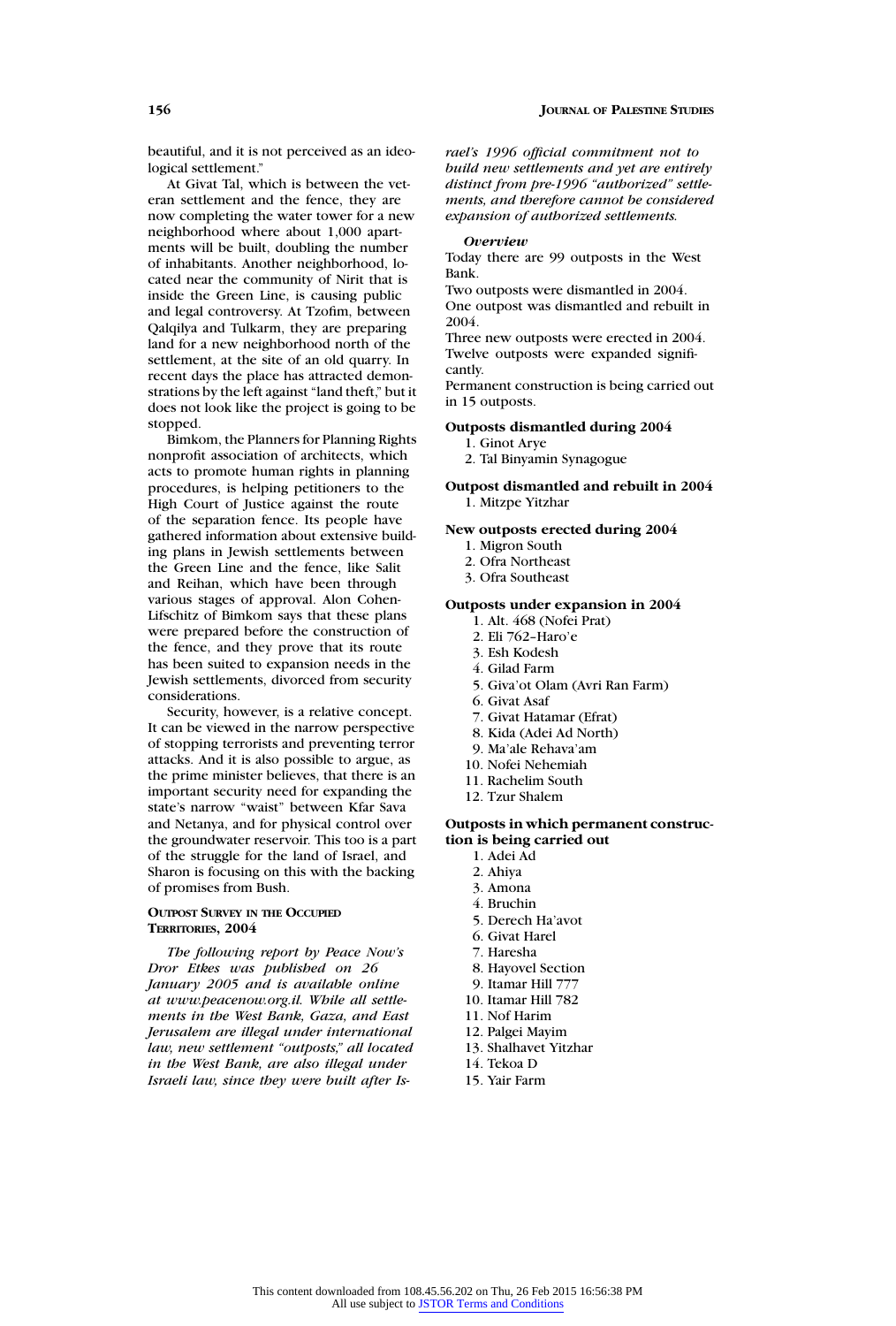beautiful, and it is not perceived as an ideological settlement."

At Givat Tal, which is between the veteran settlement and the fence, they are now completing the water tower for a new neighborhood where about 1,000 apartments will be built, doubling the number of inhabitants. Another neighborhood, located near the community of Nirit that is inside the Green Line, is causing public and legal controversy. At Tzofim, between Qalqilya and Tulkarm, they are preparing land for a new neighborhood north of the settlement, at the site of an old quarry. In recent days the place has attracted demonstrations by the left against "land theft," but it does not look like the project is going to be stopped.

Bimkom, the Planners for Planning Rights nonprofit association of architects, which acts to promote human rights in planning procedures, is helping petitioners to the High Court of Justice against the route of the separation fence. Its people have gathered information about extensive building plans in Jewish settlements between the Green Line and the fence, like Salit and Reihan, which have been through various stages of approval. Alon Cohen-Lifschitz of Bimkom says that these plans were prepared before the construction of the fence, and they prove that its route has been suited to expansion needs in the Jewish settlements, divorced from security considerations.

Security, however, is a relative concept. It can be viewed in the narrow perspective of stopping terrorists and preventing terror attacks. And it is also possible to argue, as the prime minister believes, that there is an important security need for expanding the state's narrow "waist" between Kfar Sava and Netanya, and for physical control over the groundwater reservoir. This too is a part of the struggle for the land of Israel, and Sharon is focusing on this with the backing of promises from Bush.

## Outpost Survey in the Occupied Territories, 2004

*The following report by Peace Now's Dror Etkes was published on 26 January 2005 and is available online at www.peacenow.org.il. While all settlements in the West Bank, Gaza, and East Jerusalem are illegal under international law, new settlement "outposts," all located in the West Bank, are also illegal under Israeli law, since they were built after Israel's 1996 official commitment not to build new settlements and yet are entirely distinct from pre-1996 "authorized" settlements, and therefore cannot be considered expansion of authorized settlements.*

***Overview***

Today there are 99 outposts in the West Bank.
Two outposts were dismantled in 2004.
One outpost was dismantled and rebuilt in 2004.
Three new outposts were erected in 2004.
Twelve outposts were expanded significantly.
Permanent construction is being carried out in 15 outposts.

**Outposts dismantled during 2004**

1. Ginot Arye
2. Tal Binyamin Synagogue

**Outpost dismantled and rebuilt in 2004**

1. Mitzpe Yitzhar

**New outposts erected during 2004**

1. Migron South
2. Ofra Northeast
3. Ofra Southeast

**Outposts under expansion in 2004**

1. Alt. 468 (Nofei Prat)
2. Eli 762–Haro'e
3. Esh Kodesh
4. Gilad Farm
5. Giva'ot Olam (Avri Ran Farm)
6. Givat Asaf
7. Givat Hatamar (Efrat)
8. Kida (Adei Ad North)
9. Ma'ale Rehava'am
10. Nofei Nehemiah
11. Rachelim South
12. Tzur Shalem

**Outposts in which permanent construction is being carried out**

1. Adei Ad
2. Ahiya
3. Amona
4. Bruchin
5. Derech Ha'avot
6. Givat Harel
7. Haresha
8. Hayovel Section
9. Itamar Hill 777
10. Itamar Hill 782
11. Nof Harim
12. Palgei Mayim
13. Shalhavet Yitzhar
14. Tekoa D
15. Yair Farm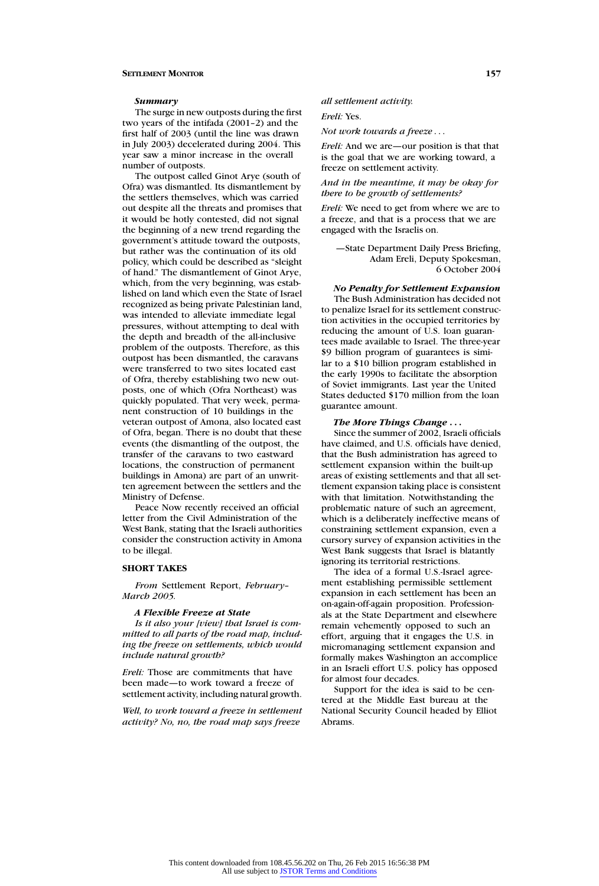***Summary***

The surge in new outposts during the first two years of the intifada (2001–2) and the first half of 2003 (until the line was drawn in July 2003) decelerated during 2004. This year saw a minor increase in the overall number of outposts.

The outpost called Ginot Arye (south of Ofra) was dismantled. Its dismantlement by the settlers themselves, which was carried out despite all the threats and promises that it would be hotly contested, did not signal the beginning of a new trend regarding the government's attitude toward the outposts, but rather was the continuation of its old policy, which could be described as "sleight of hand." The dismantlement of Ginot Arye, which, from the very beginning, was established on land which even the State of Israel recognized as being private Palestinian land, was intended to alleviate immediate legal pressures, without attempting to deal with the depth and breadth of the all-inclusive problem of the outposts. Therefore, as this outpost has been dismantled, the caravans were transferred to two sites located east of Ofra, thereby establishing two new outposts, one of which (Ofra Northeast) was quickly populated. That very week, permanent construction of 10 buildings in the veteran outpost of Amona, also located east of Ofra, began. There is no doubt that these events (the dismantling of the outpost, the transfer of the caravans to two eastward locations, the construction of permanent buildings in Amona) are part of an unwritten agreement between the settlers and the Ministry of Defense.

Peace Now recently received an official letter from the Civil Administration of the West Bank, stating that the Israeli authorities consider the construction activity in Amona to be illegal.

## SHORT TAKES

*From* Settlement Report, *February–March 2005.*

***A Flexible Freeze at State***

*Is it also your [view] that Israel is committed to all parts of the road map, including the freeze on settlements, which would include natural growth?*

*Ereli:* Those are commitments that have been made—to work toward a freeze of settlement activity, including natural growth.

*Well, to work toward a freeze in settlement activity? No, no, the road map says freeze all settlement activity.*

*Ereli:* Yes.

*Not work towards a freeze . . .*

*Ereli:* And we are—our position is that that is the goal that we are working toward, a freeze on settlement activity.

*And in the meantime, it may be okay for there to be growth of settlements?*

*Ereli:* We need to get from where we are to a freeze, and that is a process that we are engaged with the Israelis on.

—State Department Daily Press Briefing, Adam Ereli, Deputy Spokesman, 6 October 2004

***No Penalty for Settlement Expansion***

The Bush Administration has decided not to penalize Israel for its settlement construction activities in the occupied territories by reducing the amount of U.S. loan guarantees made available to Israel. The three-year $9 billion program of guarantees is similar to a $10 billion program established in the early 1990s to facilitate the absorption of Soviet immigrants. Last year the United States deducted $170 million from the loan guarantee amount.

***The More Things Change . . .***

Since the summer of 2002, Israeli officials have claimed, and U.S. officials have denied, that the Bush administration has agreed to settlement expansion within the built-up areas of existing settlements and that all settlement expansion taking place is consistent with that limitation. Notwithstanding the problematic nature of such an agreement, which is a deliberately ineffective means of constraining settlement expansion, even a cursory survey of expansion activities in the West Bank suggests that Israel is blatantly ignoring its territorial restrictions.

The idea of a formal U.S.-Israel agreement establishing permissible settlement expansion in each settlement has been an on-again-off-again proposition. Professionals at the State Department and elsewhere remain vehemently opposed to such an effort, arguing that it engages the U.S. in micromanaging settlement expansion and formally makes Washington an accomplice in an Israeli effort U.S. policy has opposed for almost four decades.

Support for the idea is said to be centered at the Middle East bureau at the National Security Council headed by Elliot Abrams.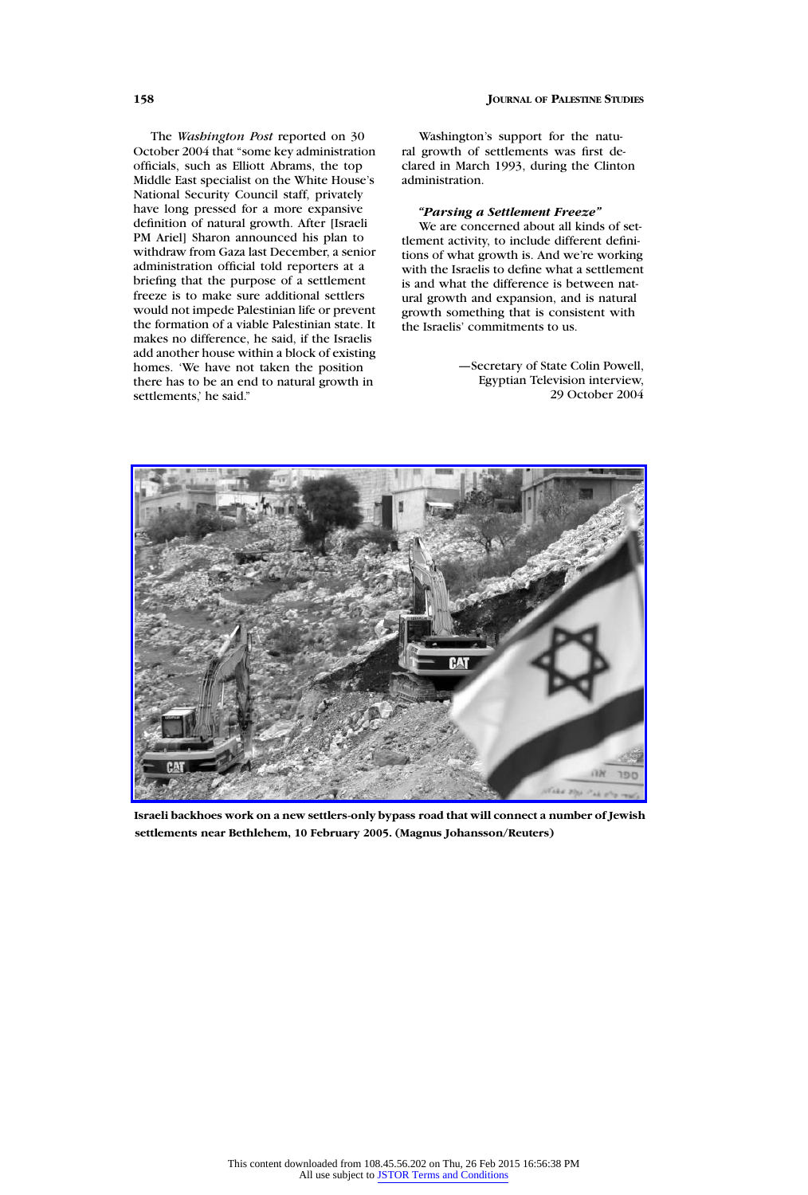The *Washington Post* reported on 30 October 2004 that "some key administration officials, such as Elliott Abrams, the top Middle East specialist on the White House's National Security Council staff, privately have long pressed for a more expansive definition of natural growth. After [Israeli PM Ariel] Sharon announced his plan to withdraw from Gaza last December, a senior administration official told reporters at a briefing that the purpose of a settlement freeze is to make sure additional settlers would not impede Palestinian life or prevent the formation of a viable Palestinian state. It makes no difference, he said, if the Israelis add another house within a block of existing homes. 'We have not taken the position there has to be an end to natural growth in settlements,' he said."

Washington's support for the natural growth of settlements was first declared in March 1993, during the Clinton administration.

***"Parsing a Settlement Freeze"***

We are concerned about all kinds of settlement activity, to include different definitions of what growth is. And we're working with the Israelis to define what a settlement is and what the difference is between natural growth and expansion, and is natural growth something that is consistent with the Israelis' commitments to us.

—Secretary of State Colin Powell, Egyptian Television interview, 29 October 2004

**Israeli backhoes work on a new settlers-only bypass road that will connect a number of Jewish settlements near Bethlehem, 10 February 2005. (Magnus Johansson/Reuters)**